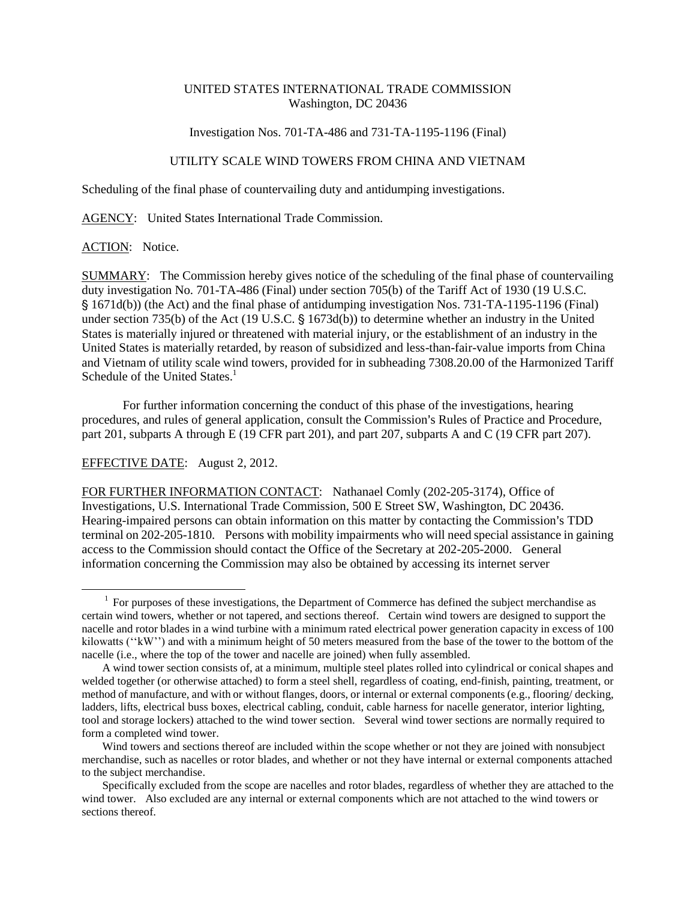UNITED STATES INTERNATIONAL TRADE COMMISSION
Washington, DC 20436

Investigation Nos. 701-TA-486 and 731-TA-1195-1196 (Final)

UTILITY SCALE WIND TOWERS FROM CHINA AND VIETNAM

Scheduling of the final phase of countervailing duty and antidumping investigations.

AGENCY: United States International Trade Commission.

ACTION: Notice.

SUMMARY: The Commission hereby gives notice of the scheduling of the final phase of countervailing duty investigation No. 701-TA-486 (Final) under section 705(b) of the Tariff Act of 1930 (19 U.S.C. § 1671d(b)) (the Act) and the final phase of antidumping investigation Nos. 731-TA-1195-1196 (Final) under section 735(b) of the Act (19 U.S.C. § 1673d(b)) to determine whether an industry in the United States is materially injured or threatened with material injury, or the establishment of an industry in the United States is materially retarded, by reason of subsidized and less-than-fair-value imports from China and Vietnam of utility scale wind towers, provided for in subheading 7308.20.00 of the Harmonized Tariff Schedule of the United States.[1]

For further information concerning the conduct of this phase of the investigations, hearing procedures, and rules of general application, consult the Commission's Rules of Practice and Procedure, part 201, subparts A through E (19 CFR part 201), and part 207, subparts A and C (19 CFR part 207).

EFFECTIVE DATE: August 2, 2012.

FOR FURTHER INFORMATION CONTACT: Nathanael Comly (202-205-3174), Office of Investigations, U.S. International Trade Commission, 500 E Street SW, Washington, DC 20436. Hearing-impaired persons can obtain information on this matter by contacting the Commission's TDD terminal on 202-205-1810. Persons with mobility impairments who will need special assistance in gaining access to the Commission should contact the Office of the Secretary at 202-205-2000. General information concerning the Commission may also be obtained by accessing its internet server

---

[1] For purposes of these investigations, the Department of Commerce has defined the subject merchandise as certain wind towers, whether or not tapered, and sections thereof. Certain wind towers are designed to support the nacelle and rotor blades in a wind turbine with a minimum rated electrical power generation capacity in excess of 100 kilowatts (''kW'') and with a minimum height of 50 meters measured from the base of the tower to the bottom of the nacelle (i.e., where the top of the tower and nacelle are joined) when fully assembled.

A wind tower section consists of, at a minimum, multiple steel plates rolled into cylindrical or conical shapes and welded together (or otherwise attached) to form a steel shell, regardless of coating, end-finish, painting, treatment, or method of manufacture, and with or without flanges, doors, or internal or external components (e.g., flooring/ decking, ladders, lifts, electrical buss boxes, electrical cabling, conduit, cable harness for nacelle generator, interior lighting, tool and storage lockers) attached to the wind tower section. Several wind tower sections are normally required to form a completed wind tower.

Wind towers and sections thereof are included within the scope whether or not they are joined with nonsubject merchandise, such as nacelles or rotor blades, and whether or not they have internal or external components attached to the subject merchandise.

Specifically excluded from the scope are nacelles and rotor blades, regardless of whether they are attached to the wind tower. Also excluded are any internal or external components which are not attached to the wind towers or sections thereof.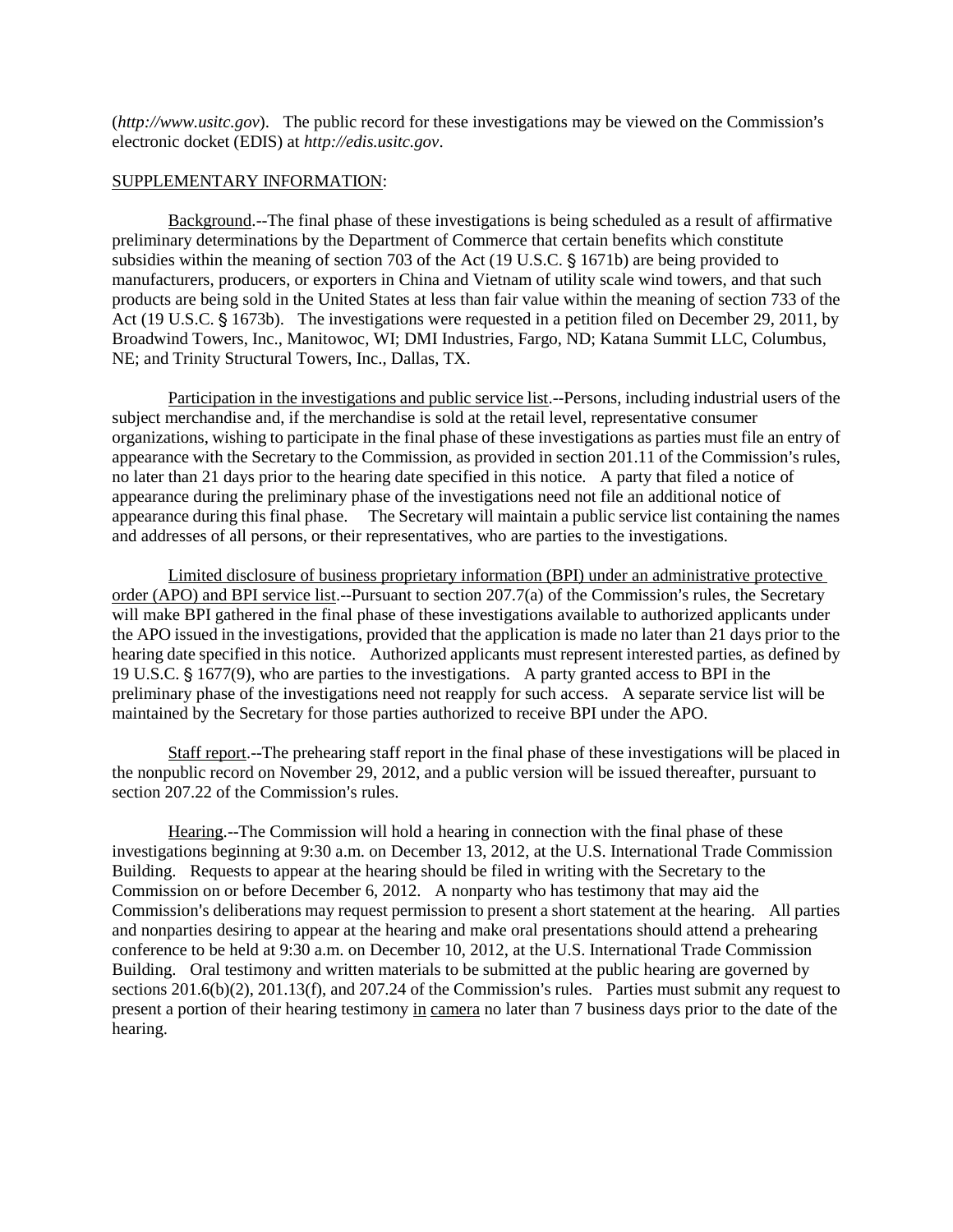(*http://www.usitc.gov*). The public record for these investigations may be viewed on the Commission's electronic docket (EDIS) at *http://edis.usitc.gov*.

SUPPLEMENTARY INFORMATION:

Background.--The final phase of these investigations is being scheduled as a result of affirmative preliminary determinations by the Department of Commerce that certain benefits which constitute subsidies within the meaning of section 703 of the Act (19 U.S.C. § 1671b) are being provided to manufacturers, producers, or exporters in China and Vietnam of utility scale wind towers, and that such products are being sold in the United States at less than fair value within the meaning of section 733 of the Act (19 U.S.C. § 1673b). The investigations were requested in a petition filed on December 29, 2011, by Broadwind Towers, Inc., Manitowoc, WI; DMI Industries, Fargo, ND; Katana Summit LLC, Columbus, NE; and Trinity Structural Towers, Inc., Dallas, TX.

Participation in the investigations and public service list.--Persons, including industrial users of the subject merchandise and, if the merchandise is sold at the retail level, representative consumer organizations, wishing to participate in the final phase of these investigations as parties must file an entry of appearance with the Secretary to the Commission, as provided in section 201.11 of the Commission's rules, no later than 21 days prior to the hearing date specified in this notice. A party that filed a notice of appearance during the preliminary phase of the investigations need not file an additional notice of appearance during this final phase. The Secretary will maintain a public service list containing the names and addresses of all persons, or their representatives, who are parties to the investigations.

Limited disclosure of business proprietary information (BPI) under an administrative protective order (APO) and BPI service list.--Pursuant to section 207.7(a) of the Commission's rules, the Secretary will make BPI gathered in the final phase of these investigations available to authorized applicants under the APO issued in the investigations, provided that the application is made no later than 21 days prior to the hearing date specified in this notice. Authorized applicants must represent interested parties, as defined by 19 U.S.C. § 1677(9), who are parties to the investigations. A party granted access to BPI in the preliminary phase of the investigations need not reapply for such access. A separate service list will be maintained by the Secretary for those parties authorized to receive BPI under the APO.

Staff report.--The prehearing staff report in the final phase of these investigations will be placed in the nonpublic record on November 29, 2012, and a public version will be issued thereafter, pursuant to section 207.22 of the Commission's rules.

Hearing.--The Commission will hold a hearing in connection with the final phase of these investigations beginning at 9:30 a.m. on December 13, 2012, at the U.S. International Trade Commission Building. Requests to appear at the hearing should be filed in writing with the Secretary to the Commission on or before December 6, 2012. A nonparty who has testimony that may aid the Commission's deliberations may request permission to present a short statement at the hearing. All parties and nonparties desiring to appear at the hearing and make oral presentations should attend a prehearing conference to be held at 9:30 a.m. on December 10, 2012, at the U.S. International Trade Commission Building. Oral testimony and written materials to be submitted at the public hearing are governed by sections 201.6(b)(2), 201.13(f), and 207.24 of the Commission's rules. Parties must submit any request to present a portion of their hearing testimony in camera no later than 7 business days prior to the date of the hearing.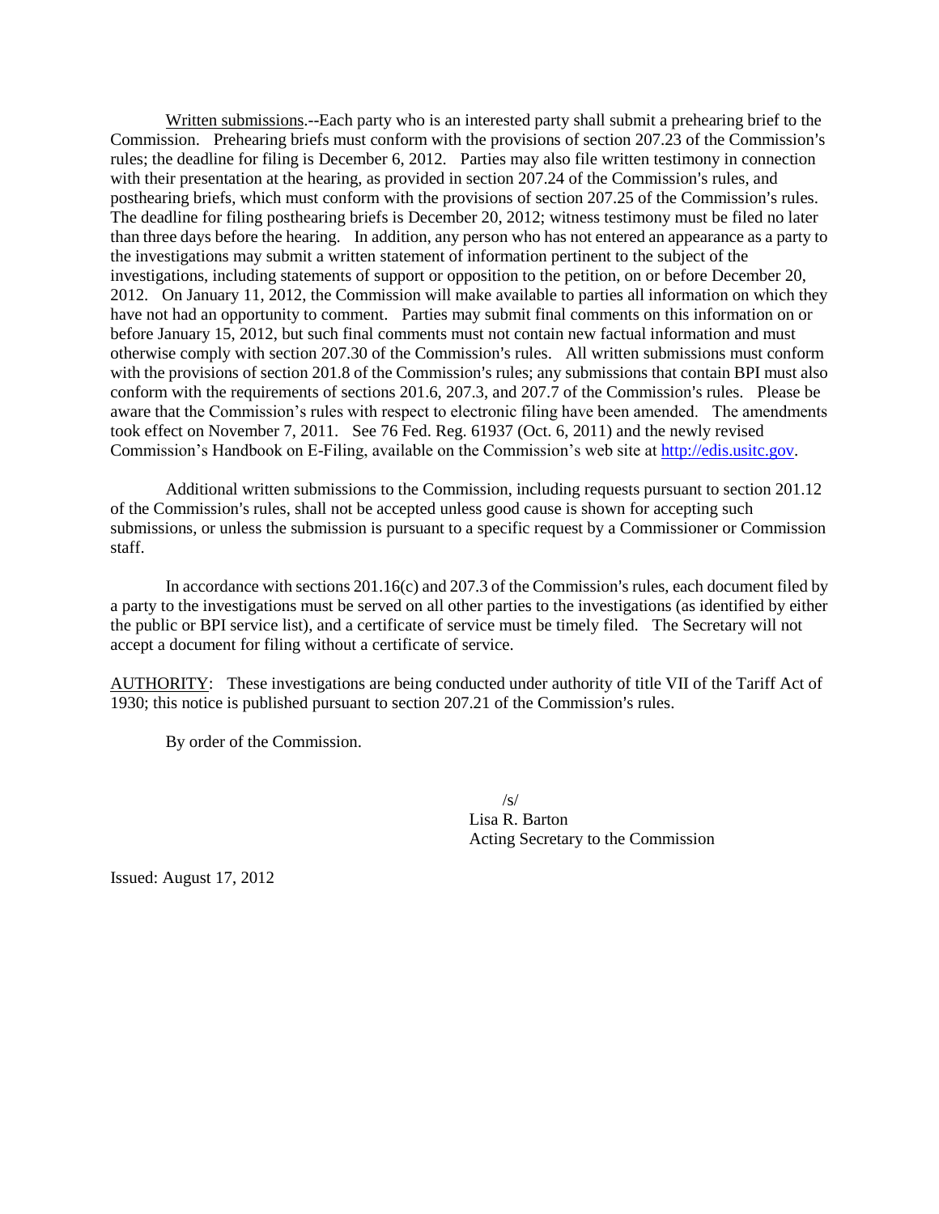Written submissions.--Each party who is an interested party shall submit a prehearing brief to the Commission. Prehearing briefs must conform with the provisions of section 207.23 of the Commission's rules; the deadline for filing is December 6, 2012. Parties may also file written testimony in connection with their presentation at the hearing, as provided in section 207.24 of the Commission's rules, and posthearing briefs, which must conform with the provisions of section 207.25 of the Commission's rules. The deadline for filing posthearing briefs is December 20, 2012; witness testimony must be filed no later than three days before the hearing. In addition, any person who has not entered an appearance as a party to the investigations may submit a written statement of information pertinent to the subject of the investigations, including statements of support or opposition to the petition, on or before December 20, 2012. On January 11, 2012, the Commission will make available to parties all information on which they have not had an opportunity to comment. Parties may submit final comments on this information on or before January 15, 2012, but such final comments must not contain new factual information and must otherwise comply with section 207.30 of the Commission's rules. All written submissions must conform with the provisions of section 201.8 of the Commission's rules; any submissions that contain BPI must also conform with the requirements of sections 201.6, 207.3, and 207.7 of the Commission's rules. Please be aware that the Commission's rules with respect to electronic filing have been amended. The amendments took effect on November 7, 2011. See 76 Fed. Reg. 61937 (Oct. 6, 2011) and the newly revised Commission's Handbook on E-Filing, available on the Commission's web site at http://edis.usitc.gov.

Additional written submissions to the Commission, including requests pursuant to section 201.12 of the Commission's rules, shall not be accepted unless good cause is shown for accepting such submissions, or unless the submission is pursuant to a specific request by a Commissioner or Commission staff.

In accordance with sections 201.16(c) and 207.3 of the Commission's rules, each document filed by a party to the investigations must be served on all other parties to the investigations (as identified by either the public or BPI service list), and a certificate of service must be timely filed. The Secretary will not accept a document for filing without a certificate of service.

AUTHORITY: These investigations are being conducted under authority of title VII of the Tariff Act of 1930; this notice is published pursuant to section 207.21 of the Commission's rules.

By order of the Commission.

/s/
Lisa R. Barton
Acting Secretary to the Commission

Issued: August 17, 2012